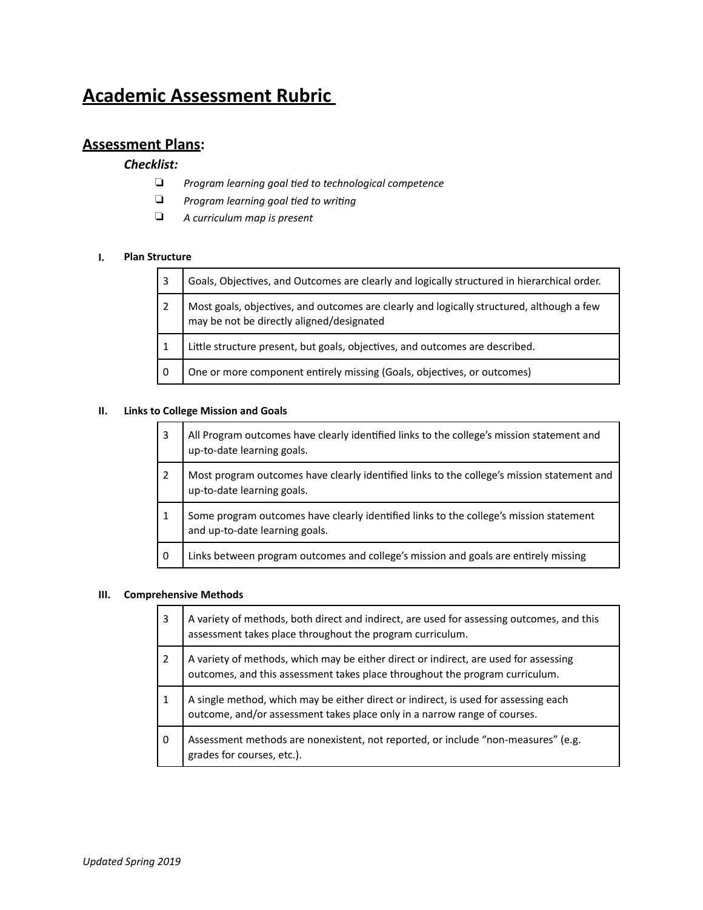# Academic Assessment Rubric

## Assessment Plans:

### *Checklist:*

- ❏ *Program learning goal tied to technological competence*
- ❏ *Program learning goal tied to writing*
- ❏ *A curriculum map is present*

**I. Plan Structure**

| | |
|---|---|
| 3 | Goals, Objectives, and Outcomes are clearly and logically structured in hierarchical order. |
| 2 | Most goals, objectives, and outcomes are clearly and logically structured, although a few may be not be directly aligned/designated |
| 1 | Little structure present, but goals, objectives, and outcomes are described. |
| 0 | One or more component entirely missing (Goals, objectives, or outcomes) |

**II. Links to College Mission and Goals**

| | |
|---|---|
| 3 | All Program outcomes have clearly identified links to the college's mission statement and up-to-date learning goals. |
| 2 | Most program outcomes have clearly identified links to the college's mission statement and up-to-date learning goals. |
| 1 | Some program outcomes have clearly identified links to the college's mission statement and up-to-date learning goals. |
| 0 | Links between program outcomes and college's mission and goals are entirely missing |

**III. Comprehensive Methods**

| | |
|---|---|
| 3 | A variety of methods, both direct and indirect, are used for assessing outcomes, and this assessment takes place throughout the program curriculum. |
| 2 | A variety of methods, which may be either direct or indirect, are used for assessing outcomes, and this assessment takes place throughout the program curriculum. |
| 1 | A single method, which may be either direct or indirect, is used for assessing each outcome, and/or assessment takes place only in a narrow range of courses. |
| 0 | Assessment methods are nonexistent, not reported, or include "non-measures" (e.g. grades for courses, etc.). |

*Updated Spring 2019*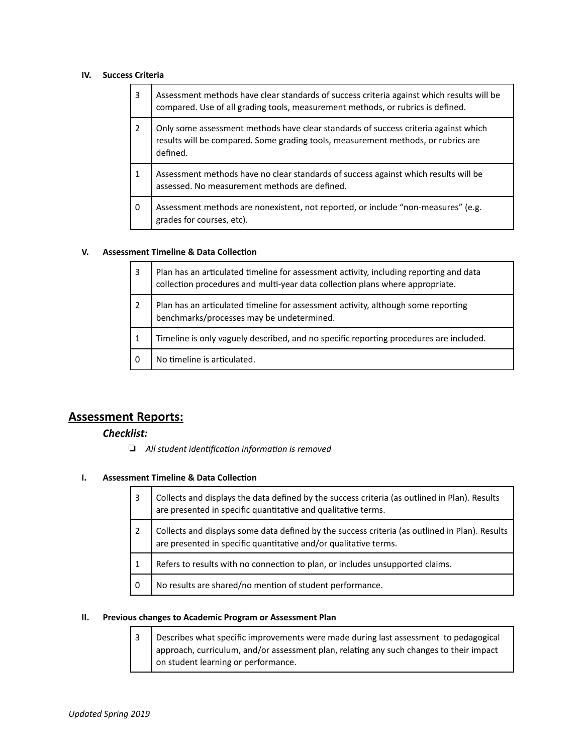### IV. Success Criteria

| | |
|---|---|
| 3 | Assessment methods have clear standards of success criteria against which results will be compared. Use of all grading tools, measurement methods, or rubrics is defined. |
| 2 | Only some assessment methods have clear standards of success criteria against which results will be compared. Some grading tools, measurement methods, or rubrics are defined. |
| 1 | Assessment methods have no clear standards of success against which results will be assessed. No measurement methods are defined. |
| 0 | Assessment methods are nonexistent, not reported, or include “non-measures” (e.g. grades for courses, etc). |

### V. Assessment Timeline & Data Collection

| | |
|---|---|
| 3 | Plan has an articulated timeline for assessment activity, including reporting and data collection procedures and multi-year data collection plans where appropriate. |
| 2 | Plan has an articulated timeline for assessment activity, although some reporting benchmarks/processes may be undetermined. |
| 1 | Timeline is only vaguely described, and no specific reporting procedures are included. |
| 0 | No timeline is articulated. |

## Assessment Reports:

### *Checklist:*

- ❏ *All student identification information is removed*

### I. Assessment Timeline & Data Collection

| | |
|---|---|
| 3 | Collects and displays the data defined by the success criteria (as outlined in Plan). Results are presented in specific quantitative and qualitative terms. |
| 2 | Collects and displays some data defined by the success criteria (as outlined in Plan). Results are presented in specific quantitative and/or qualitative terms. |
| 1 | Refers to results with no connection to plan, or includes unsupported claims. |
| 0 | No results are shared/no mention of student performance. |

### II. Previous changes to Academic Program or Assessment Plan

| | |
|---|---|
| 3 | Describes what specific improvements were made during last assessment to pedagogical approach, curriculum, and/or assessment plan, relating any such changes to their impact on student learning or performance. |

*Updated Spring 2019*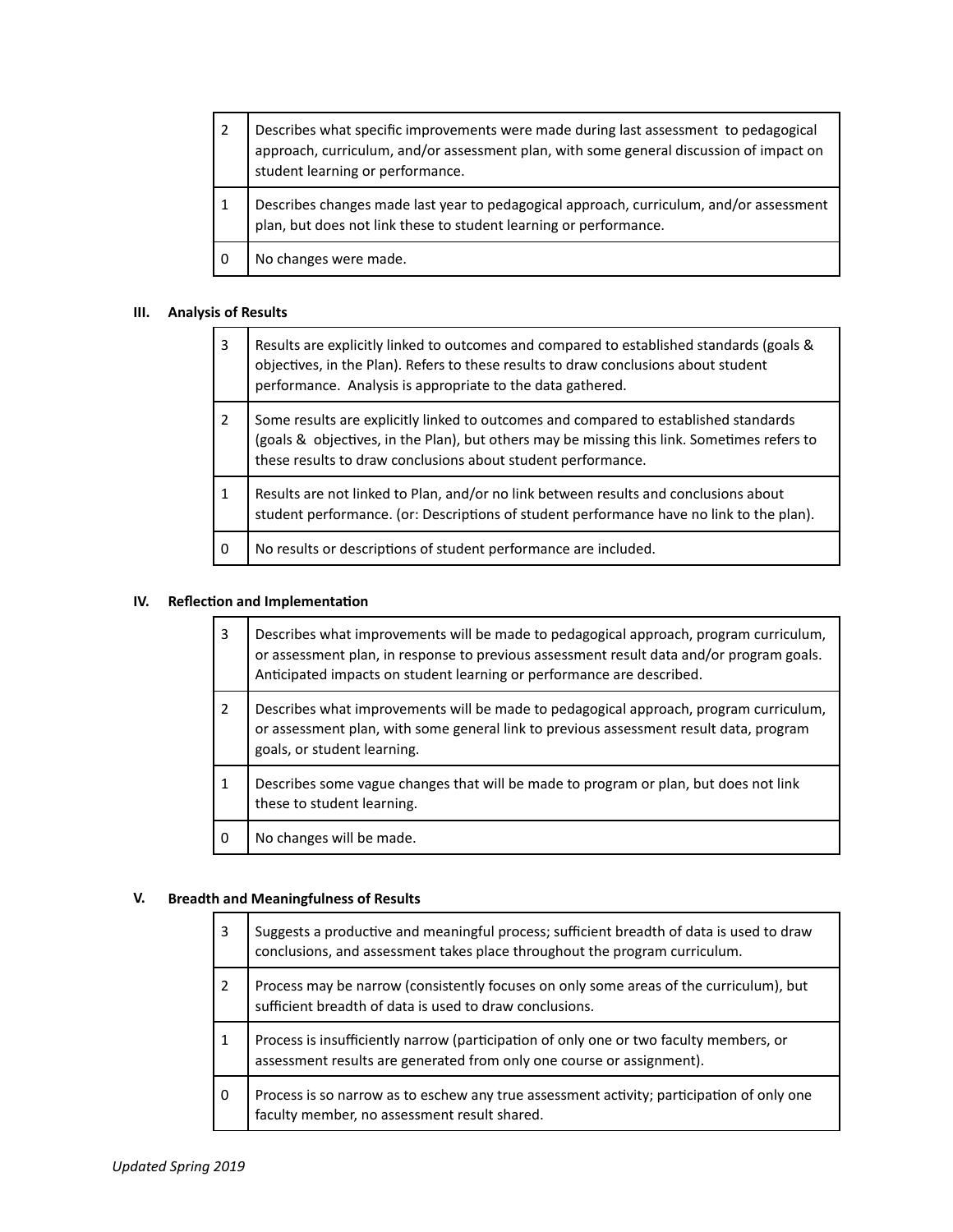| | |
|---|---|
| 2 | Describes what specific improvements were made during last assessment to pedagogical approach, curriculum, and/or assessment plan, with some general discussion of impact on student learning or performance. |
| 1 | Describes changes made last year to pedagogical approach, curriculum, and/or assessment plan, but does not link these to student learning or performance. |
| 0 | No changes were made. |

### III. Analysis of Results

| | |
|---|---|
| 3 | Results are explicitly linked to outcomes and compared to established standards (goals & objectives, in the Plan). Refers to these results to draw conclusions about student performance. Analysis is appropriate to the data gathered. |
| 2 | Some results are explicitly linked to outcomes and compared to established standards (goals & objectives, in the Plan), but others may be missing this link. Sometimes refers to these results to draw conclusions about student performance. |
| 1 | Results are not linked to Plan, and/or no link between results and conclusions about student performance. (or: Descriptions of student performance have no link to the plan). |
| 0 | No results or descriptions of student performance are included. |

### IV. Reflection and Implementation

| | |
|---|---|
| 3 | Describes what improvements will be made to pedagogical approach, program curriculum, or assessment plan, in response to previous assessment result data and/or program goals. Anticipated impacts on student learning or performance are described. |
| 2 | Describes what improvements will be made to pedagogical approach, program curriculum, or assessment plan, with some general link to previous assessment result data, program goals, or student learning. |
| 1 | Describes some vague changes that will be made to program or plan, but does not link these to student learning. |
| 0 | No changes will be made. |

### V. Breadth and Meaningfulness of Results

| | |
|---|---|
| 3 | Suggests a productive and meaningful process; sufficient breadth of data is used to draw conclusions, and assessment takes place throughout the program curriculum. |
| 2 | Process may be narrow (consistently focuses on only some areas of the curriculum), but sufficient breadth of data is used to draw conclusions. |
| 1 | Process is insufficiently narrow (participation of only one or two faculty members, or assessment results are generated from only one course or assignment). |
| 0 | Process is so narrow as to eschew any true assessment activity; participation of only one faculty member, no assessment result shared. |

*Updated Spring 2019*